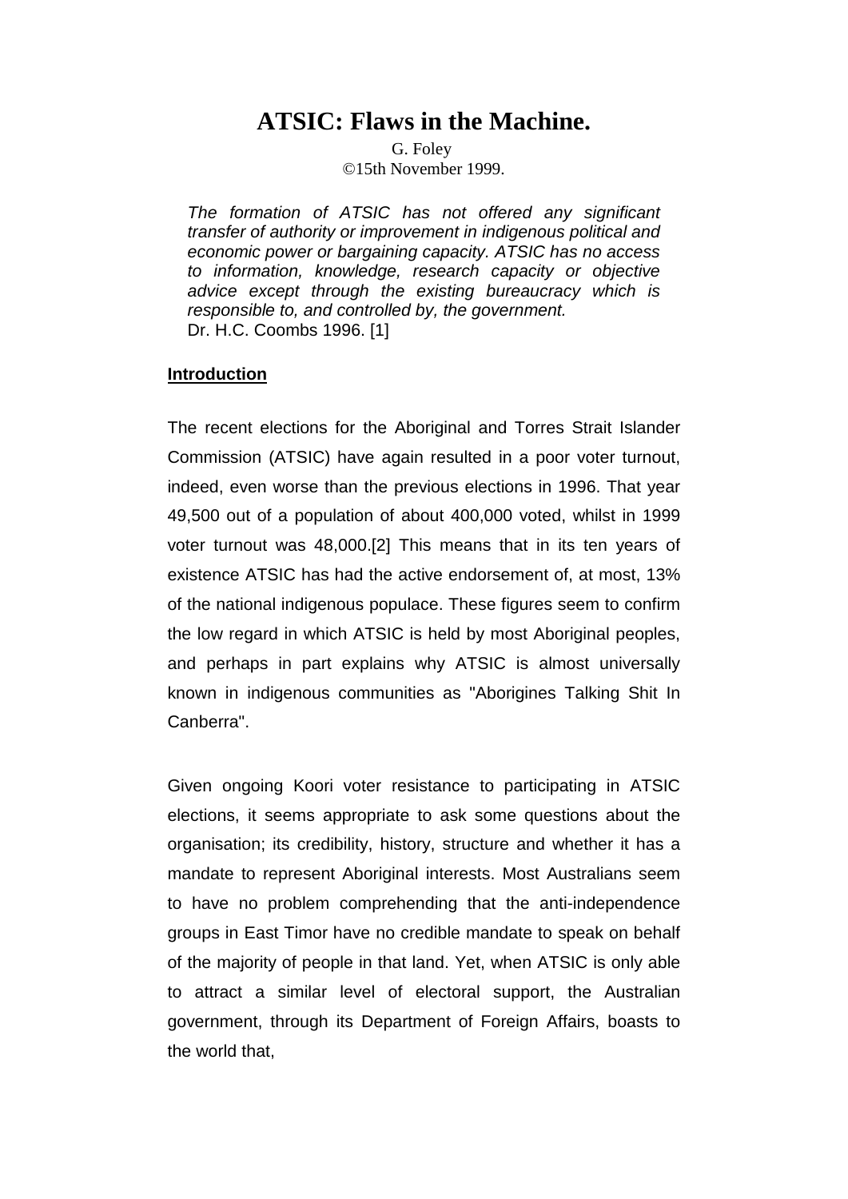# ATSIC: Flaws in the Machine.

G. Foley
©15th November 1999.

> *The formation of ATSIC has not offered any significant transfer of authority or improvement in indigenous political and economic power or bargaining capacity. ATSIC has no access to information, knowledge, research capacity or objective advice except through the existing bureaucracy which is responsible to, and controlled by, the government.*
> Dr. H.C. Coombs 1996. [1]

## Introduction

The recent elections for the Aboriginal and Torres Strait Islander Commission (ATSIC) have again resulted in a poor voter turnout, indeed, even worse than the previous elections in 1996. That year 49,500 out of a population of about 400,000 voted, whilst in 1999 voter turnout was 48,000.[2] This means that in its ten years of existence ATSIC has had the active endorsement of, at most, 13% of the national indigenous populace. These figures seem to confirm the low regard in which ATSIC is held by most Aboriginal peoples, and perhaps in part explains why ATSIC is almost universally known in indigenous communities as "Aborigines Talking Shit In Canberra".

Given ongoing Koori voter resistance to participating in ATSIC elections, it seems appropriate to ask some questions about the organisation; its credibility, history, structure and whether it has a mandate to represent Aboriginal interests. Most Australians seem to have no problem comprehending that the anti-independence groups in East Timor have no credible mandate to speak on behalf of the majority of people in that land. Yet, when ATSIC is only able to attract a similar level of electoral support, the Australian government, through its Department of Foreign Affairs, boasts to the world that,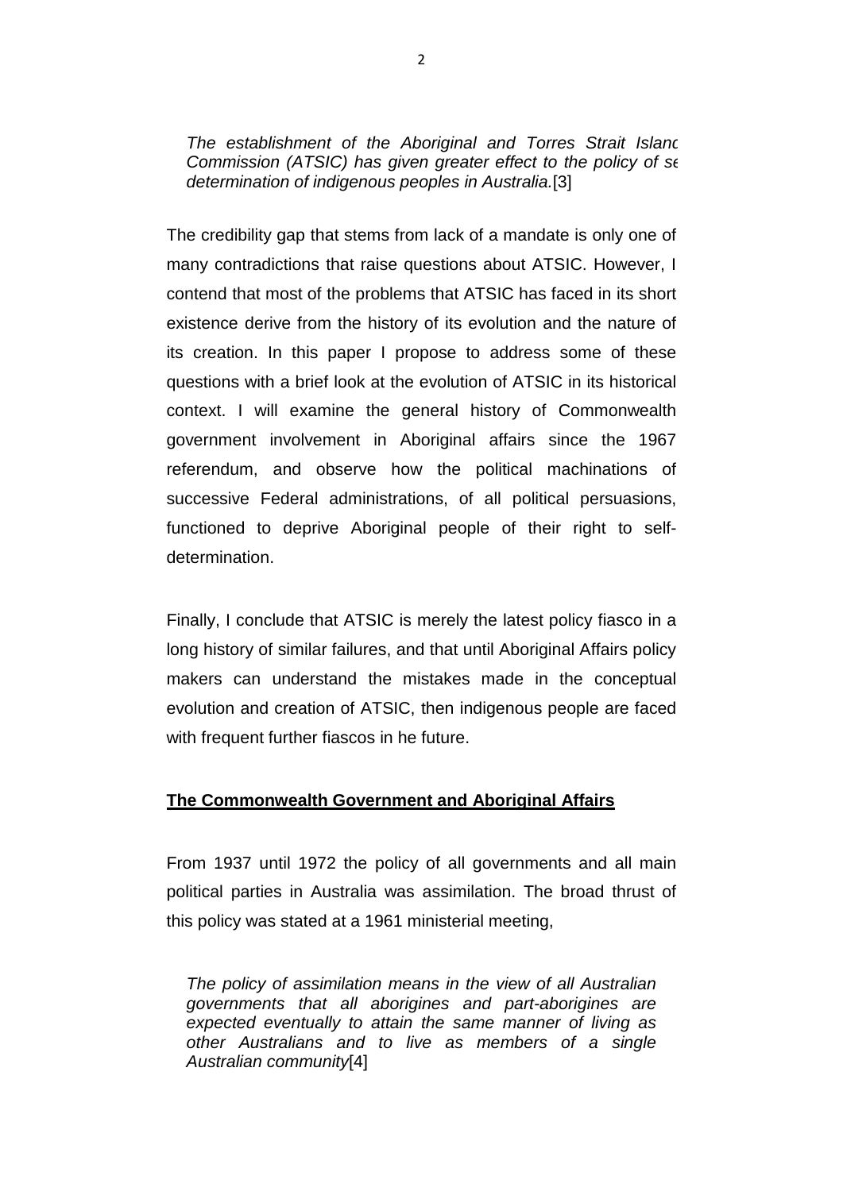*The establishment of the Aboriginal and Torres Strait Island Commission (ATSIC) has given greater effect to the policy of se determination of indigenous peoples in Australia.*[3]

The credibility gap that stems from lack of a mandate is only one of many contradictions that raise questions about ATSIC. However, I contend that most of the problems that ATSIC has faced in its short existence derive from the history of its evolution and the nature of its creation. In this paper I propose to address some of these questions with a brief look at the evolution of ATSIC in its historical context. I will examine the general history of Commonwealth government involvement in Aboriginal affairs since the 1967 referendum, and observe how the political machinations of successive Federal administrations, of all political persuasions, functioned to deprive Aboriginal people of their right to self-determination.

Finally, I conclude that ATSIC is merely the latest policy fiasco in a long history of similar failures, and that until Aboriginal Affairs policy makers can understand the mistakes made in the conceptual evolution and creation of ATSIC, then indigenous people are faced with frequent further fiascos in he future.

## **The Commonwealth Government and Aboriginal Affairs**

From 1937 until 1972 the policy of all governments and all main political parties in Australia was assimilation. The broad thrust of this policy was stated at a 1961 ministerial meeting,

> *The policy of assimilation means in the view of all Australian governments that all aborigines and part-aborigines are expected eventually to attain the same manner of living as other Australians and to live as members of a single Australian community*[4]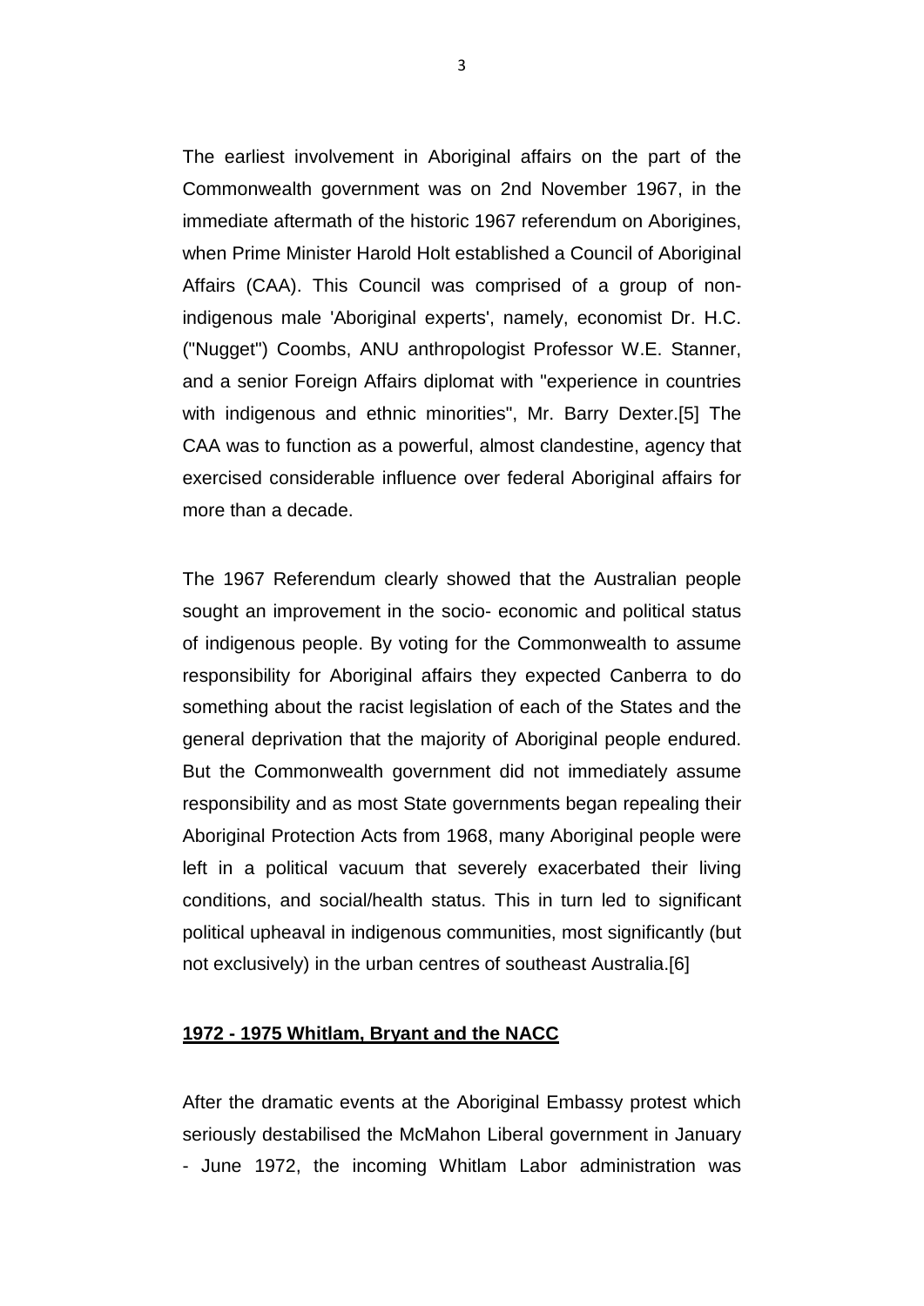The earliest involvement in Aboriginal affairs on the part of the Commonwealth government was on 2nd November 1967, in the immediate aftermath of the historic 1967 referendum on Aborigines, when Prime Minister Harold Holt established a Council of Aboriginal Affairs (CAA). This Council was comprised of a group of non-indigenous male 'Aboriginal experts', namely, economist Dr. H.C. ("Nugget") Coombs, ANU anthropologist Professor W.E. Stanner, and a senior Foreign Affairs diplomat with "experience in countries with indigenous and ethnic minorities", Mr. Barry Dexter.[5] The CAA was to function as a powerful, almost clandestine, agency that exercised considerable influence over federal Aboriginal affairs for more than a decade.

The 1967 Referendum clearly showed that the Australian people sought an improvement in the socio- economic and political status of indigenous people. By voting for the Commonwealth to assume responsibility for Aboriginal affairs they expected Canberra to do something about the racist legislation of each of the States and the general deprivation that the majority of Aboriginal people endured. But the Commonwealth government did not immediately assume responsibility and as most State governments began repealing their Aboriginal Protection Acts from 1968, many Aboriginal people were left in a political vacuum that severely exacerbated their living conditions, and social/health status. This in turn led to significant political upheaval in indigenous communities, most significantly (but not exclusively) in the urban centres of southeast Australia.[6]

**1972 - 1975 Whitlam, Bryant and the NACC**

After the dramatic events at the Aboriginal Embassy protest which seriously destabilised the McMahon Liberal government in January - June 1972, the incoming Whitlam Labor administration was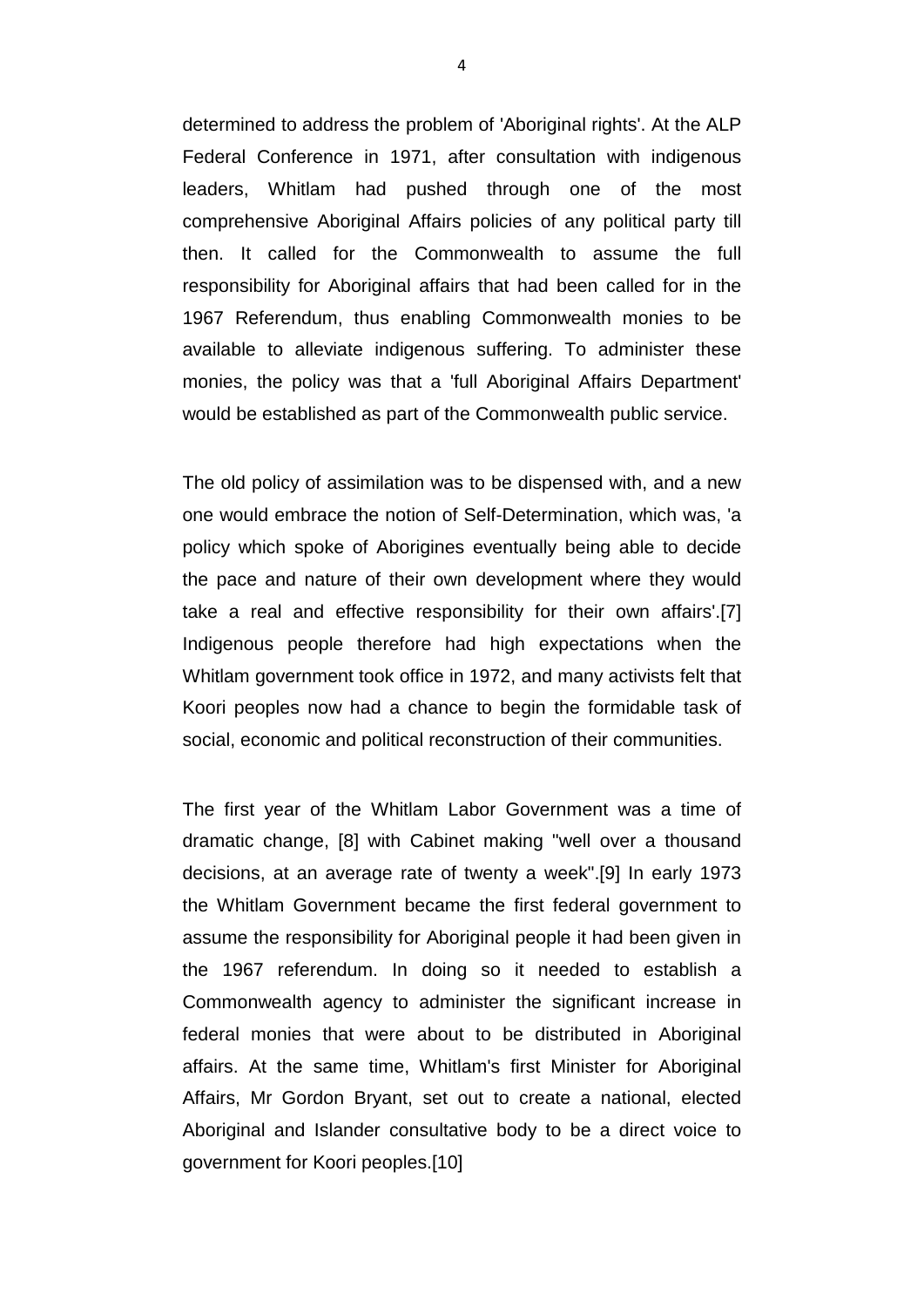determined to address the problem of 'Aboriginal rights'. At the ALP Federal Conference in 1971, after consultation with indigenous leaders, Whitlam had pushed through one of the most comprehensive Aboriginal Affairs policies of any political party till then. It called for the Commonwealth to assume the full responsibility for Aboriginal affairs that had been called for in the 1967 Referendum, thus enabling Commonwealth monies to be available to alleviate indigenous suffering. To administer these monies, the policy was that a 'full Aboriginal Affairs Department' would be established as part of the Commonwealth public service.

The old policy of assimilation was to be dispensed with, and a new one would embrace the notion of Self-Determination, which was, 'a policy which spoke of Aborigines eventually being able to decide the pace and nature of their own development where they would take a real and effective responsibility for their own affairs'.[7] Indigenous people therefore had high expectations when the Whitlam government took office in 1972, and many activists felt that Koori peoples now had a chance to begin the formidable task of social, economic and political reconstruction of their communities.

The first year of the Whitlam Labor Government was a time of dramatic change, [8] with Cabinet making "well over a thousand decisions, at an average rate of twenty a week".[9] In early 1973 the Whitlam Government became the first federal government to assume the responsibility for Aboriginal people it had been given in the 1967 referendum. In doing so it needed to establish a Commonwealth agency to administer the significant increase in federal monies that were about to be distributed in Aboriginal affairs. At the same time, Whitlam's first Minister for Aboriginal Affairs, Mr Gordon Bryant, set out to create a national, elected Aboriginal and Islander consultative body to be a direct voice to government for Koori peoples.[10]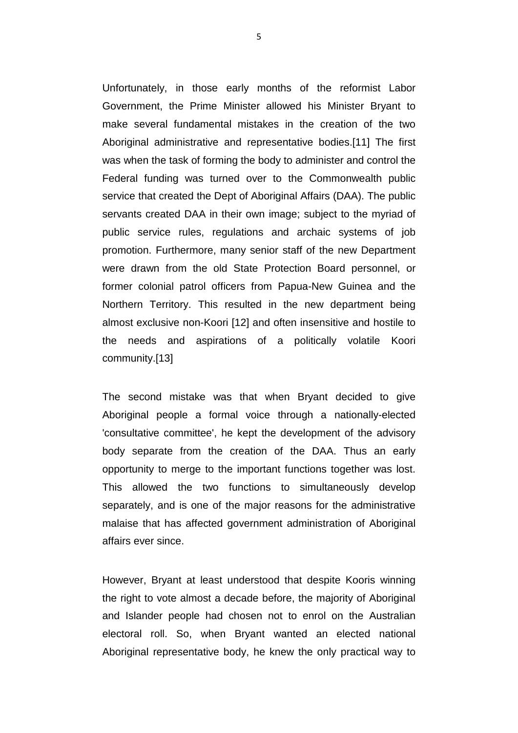Unfortunately, in those early months of the reformist Labor Government, the Prime Minister allowed his Minister Bryant to make several fundamental mistakes in the creation of the two Aboriginal administrative and representative bodies.[11] The first was when the task of forming the body to administer and control the Federal funding was turned over to the Commonwealth public service that created the Dept of Aboriginal Affairs (DAA). The public servants created DAA in their own image; subject to the myriad of public service rules, regulations and archaic systems of job promotion. Furthermore, many senior staff of the new Department were drawn from the old State Protection Board personnel, or former colonial patrol officers from Papua-New Guinea and the Northern Territory. This resulted in the new department being almost exclusive non-Koori [12] and often insensitive and hostile to the needs and aspirations of a politically volatile Koori community.[13]

The second mistake was that when Bryant decided to give Aboriginal people a formal voice through a nationally-elected 'consultative committee', he kept the development of the advisory body separate from the creation of the DAA. Thus an early opportunity to merge to the important functions together was lost. This allowed the two functions to simultaneously develop separately, and is one of the major reasons for the administrative malaise that has affected government administration of Aboriginal affairs ever since.

However, Bryant at least understood that despite Kooris winning the right to vote almost a decade before, the majority of Aboriginal and Islander people had chosen not to enrol on the Australian electoral roll. So, when Bryant wanted an elected national Aboriginal representative body, he knew the only practical way to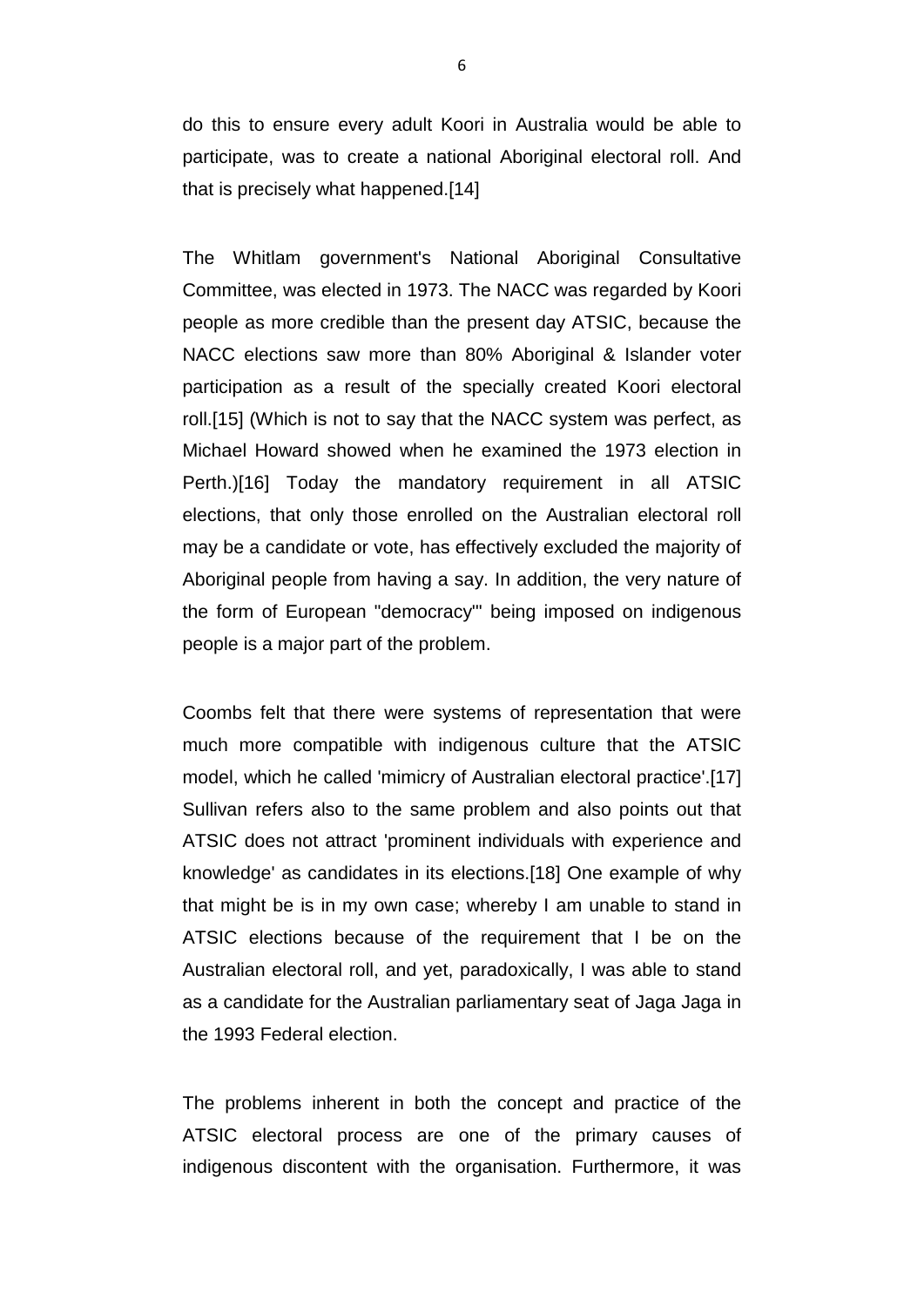do this to ensure every adult Koori in Australia would be able to participate, was to create a national Aboriginal electoral roll. And that is precisely what happened.[14]

The Whitlam government's National Aboriginal Consultative Committee, was elected in 1973. The NACC was regarded by Koori people as more credible than the present day ATSIC, because the NACC elections saw more than 80% Aboriginal & Islander voter participation as a result of the specially created Koori electoral roll.[15] (Which is not to say that the NACC system was perfect, as Michael Howard showed when he examined the 1973 election in Perth.)[16] Today the mandatory requirement in all ATSIC elections, that only those enrolled on the Australian electoral roll may be a candidate or vote, has effectively excluded the majority of Aboriginal people from having a say. In addition, the very nature of the form of European "democracy'" being imposed on indigenous people is a major part of the problem.

Coombs felt that there were systems of representation that were much more compatible with indigenous culture that the ATSIC model, which he called 'mimicry of Australian electoral practice'.[17] Sullivan refers also to the same problem and also points out that ATSIC does not attract 'prominent individuals with experience and knowledge' as candidates in its elections.[18] One example of why that might be is in my own case; whereby I am unable to stand in ATSIC elections because of the requirement that I be on the Australian electoral roll, and yet, paradoxically, I was able to stand as a candidate for the Australian parliamentary seat of Jaga Jaga in the 1993 Federal election.

The problems inherent in both the concept and practice of the ATSIC electoral process are one of the primary causes of indigenous discontent with the organisation. Furthermore, it was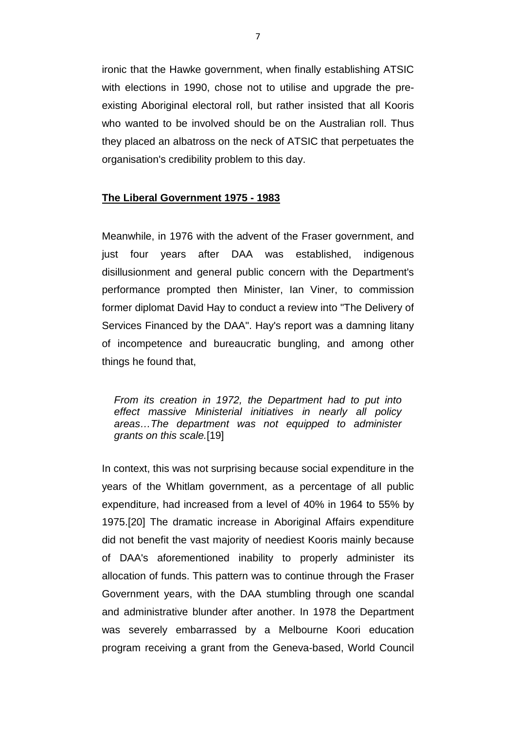ironic that the Hawke government, when finally establishing ATSIC with elections in 1990, chose not to utilise and upgrade the pre-existing Aboriginal electoral roll, but rather insisted that all Kooris who wanted to be involved should be on the Australian roll. Thus they placed an albatross on the neck of ATSIC that perpetuates the organisation's credibility problem to this day.

## The Liberal Government 1975 - 1983

Meanwhile, in 1976 with the advent of the Fraser government, and just four years after DAA was established, indigenous disillusionment and general public concern with the Department's performance prompted then Minister, Ian Viner, to commission former diplomat David Hay to conduct a review into "The Delivery of Services Financed by the DAA". Hay's report was a damning litany of incompetence and bureaucratic bungling, and among other things he found that,

> *From its creation in 1972, the Department had to put into effect massive Ministerial initiatives in nearly all policy areas…The department was not equipped to administer grants on this scale.*[19]

In context, this was not surprising because social expenditure in the years of the Whitlam government, as a percentage of all public expenditure, had increased from a level of 40% in 1964 to 55% by 1975.[20] The dramatic increase in Aboriginal Affairs expenditure did not benefit the vast majority of neediest Kooris mainly because of DAA's aforementioned inability to properly administer its allocation of funds. This pattern was to continue through the Fraser Government years, with the DAA stumbling through one scandal and administrative blunder after another. In 1978 the Department was severely embarrassed by a Melbourne Koori education program receiving a grant from the Geneva-based, World Council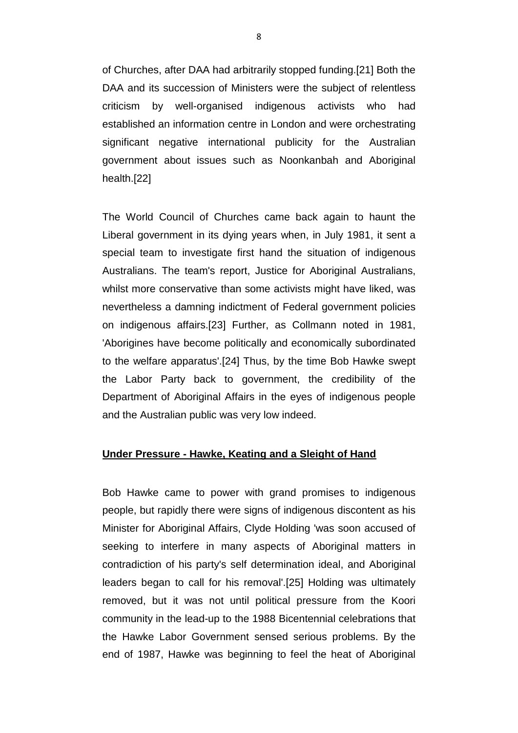of Churches, after DAA had arbitrarily stopped funding.[21] Both the DAA and its succession of Ministers were the subject of relentless criticism by well-organised indigenous activists who had established an information centre in London and were orchestrating significant negative international publicity for the Australian government about issues such as Noonkanbah and Aboriginal health.[22]

The World Council of Churches came back again to haunt the Liberal government in its dying years when, in July 1981, it sent a special team to investigate first hand the situation of indigenous Australians. The team's report, Justice for Aboriginal Australians, whilst more conservative than some activists might have liked, was nevertheless a damning indictment of Federal government policies on indigenous affairs.[23] Further, as Collmann noted in 1981, 'Aborigines have become politically and economically subordinated to the welfare apparatus'.[24] Thus, by the time Bob Hawke swept the Labor Party back to government, the credibility of the Department of Aboriginal Affairs in the eyes of indigenous people and the Australian public was very low indeed.

## Under Pressure - Hawke, Keating and a Sleight of Hand

Bob Hawke came to power with grand promises to indigenous people, but rapidly there were signs of indigenous discontent as his Minister for Aboriginal Affairs, Clyde Holding 'was soon accused of seeking to interfere in many aspects of Aboriginal matters in contradiction of his party's self determination ideal, and Aboriginal leaders began to call for his removal'.[25] Holding was ultimately removed, but it was not until political pressure from the Koori community in the lead-up to the 1988 Bicentennial celebrations that the Hawke Labor Government sensed serious problems. By the end of 1987, Hawke was beginning to feel the heat of Aboriginal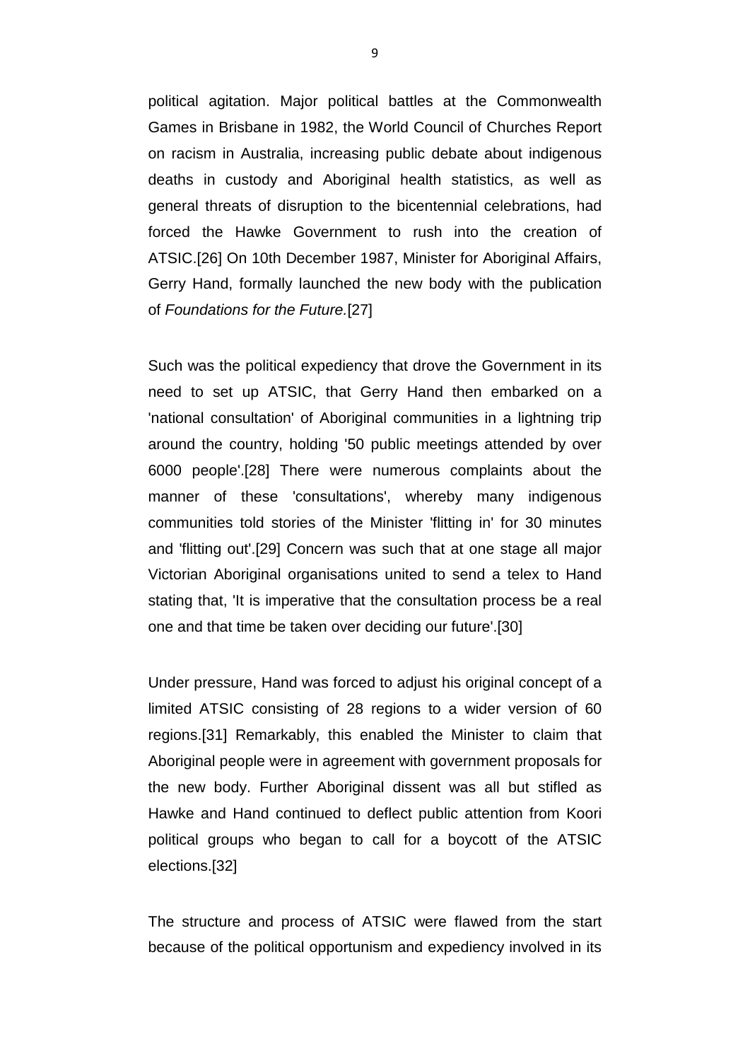political agitation. Major political battles at the Commonwealth Games in Brisbane in 1982, the World Council of Churches Report on racism in Australia, increasing public debate about indigenous deaths in custody and Aboriginal health statistics, as well as general threats of disruption to the bicentennial celebrations, had forced the Hawke Government to rush into the creation of ATSIC.[26] On 10th December 1987, Minister for Aboriginal Affairs, Gerry Hand, formally launched the new body with the publication of *Foundations for the Future.*[27]

Such was the political expediency that drove the Government in its need to set up ATSIC, that Gerry Hand then embarked on a 'national consultation' of Aboriginal communities in a lightning trip around the country, holding '50 public meetings attended by over 6000 people'.[28] There were numerous complaints about the manner of these 'consultations', whereby many indigenous communities told stories of the Minister 'flitting in' for 30 minutes and 'flitting out'.[29] Concern was such that at one stage all major Victorian Aboriginal organisations united to send a telex to Hand stating that, 'It is imperative that the consultation process be a real one and that time be taken over deciding our future'.[30]

Under pressure, Hand was forced to adjust his original concept of a limited ATSIC consisting of 28 regions to a wider version of 60 regions.[31] Remarkably, this enabled the Minister to claim that Aboriginal people were in agreement with government proposals for the new body. Further Aboriginal dissent was all but stifled as Hawke and Hand continued to deflect public attention from Koori political groups who began to call for a boycott of the ATSIC elections.[32]

The structure and process of ATSIC were flawed from the start because of the political opportunism and expediency involved in its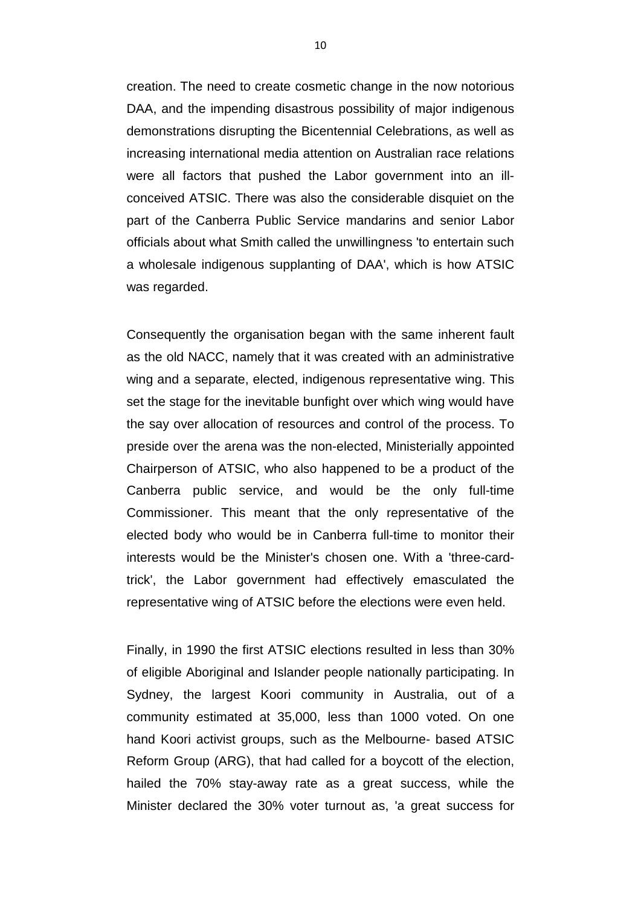creation. The need to create cosmetic change in the now notorious DAA, and the impending disastrous possibility of major indigenous demonstrations disrupting the Bicentennial Celebrations, as well as increasing international media attention on Australian race relations were all factors that pushed the Labor government into an ill-conceived ATSIC. There was also the considerable disquiet on the part of the Canberra Public Service mandarins and senior Labor officials about what Smith called the unwillingness 'to entertain such a wholesale indigenous supplanting of DAA', which is how ATSIC was regarded.

Consequently the organisation began with the same inherent fault as the old NACC, namely that it was created with an administrative wing and a separate, elected, indigenous representative wing. This set the stage for the inevitable bunfight over which wing would have the say over allocation of resources and control of the process. To preside over the arena was the non-elected, Ministerially appointed Chairperson of ATSIC, who also happened to be a product of the Canberra public service, and would be the only full-time Commissioner. This meant that the only representative of the elected body who would be in Canberra full-time to monitor their interests would be the Minister's chosen one. With a 'three-card-trick', the Labor government had effectively emasculated the representative wing of ATSIC before the elections were even held.

Finally, in 1990 the first ATSIC elections resulted in less than 30% of eligible Aboriginal and Islander people nationally participating. In Sydney, the largest Koori community in Australia, out of a community estimated at 35,000, less than 1000 voted. On one hand Koori activist groups, such as the Melbourne- based ATSIC Reform Group (ARG), that had called for a boycott of the election, hailed the 70% stay-away rate as a great success, while the Minister declared the 30% voter turnout as, 'a great success for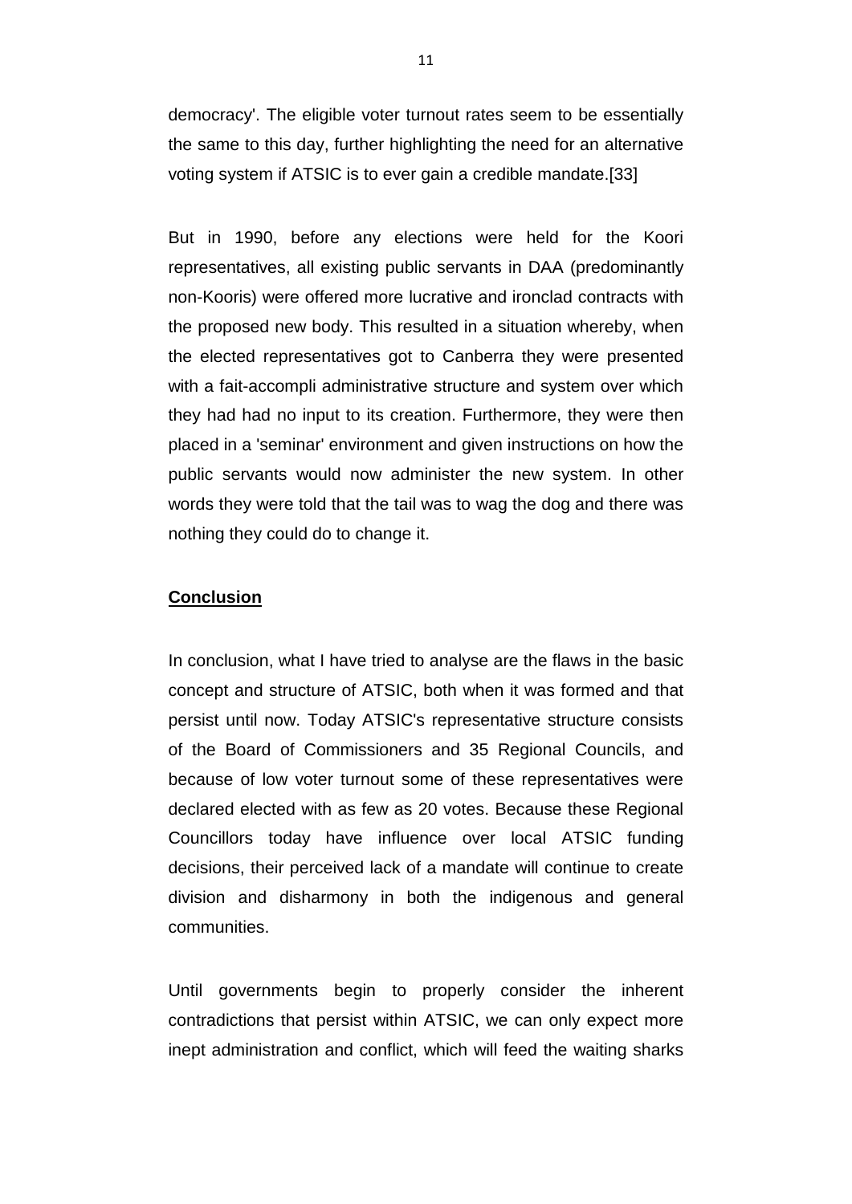democracy'. The eligible voter turnout rates seem to be essentially the same to this day, further highlighting the need for an alternative voting system if ATSIC is to ever gain a credible mandate.[33]

But in 1990, before any elections were held for the Koori representatives, all existing public servants in DAA (predominantly non-Kooris) were offered more lucrative and ironclad contracts with the proposed new body. This resulted in a situation whereby, when the elected representatives got to Canberra they were presented with a fait-accompli administrative structure and system over which they had had no input to its creation. Furthermore, they were then placed in a 'seminar' environment and given instructions on how the public servants would now administer the new system. In other words they were told that the tail was to wag the dog and there was nothing they could do to change it.

## **Conclusion**

In conclusion, what I have tried to analyse are the flaws in the basic concept and structure of ATSIC, both when it was formed and that persist until now. Today ATSIC's representative structure consists of the Board of Commissioners and 35 Regional Councils, and because of low voter turnout some of these representatives were declared elected with as few as 20 votes. Because these Regional Councillors today have influence over local ATSIC funding decisions, their perceived lack of a mandate will continue to create division and disharmony in both the indigenous and general communities.

Until governments begin to properly consider the inherent contradictions that persist within ATSIC, we can only expect more inept administration and conflict, which will feed the waiting sharks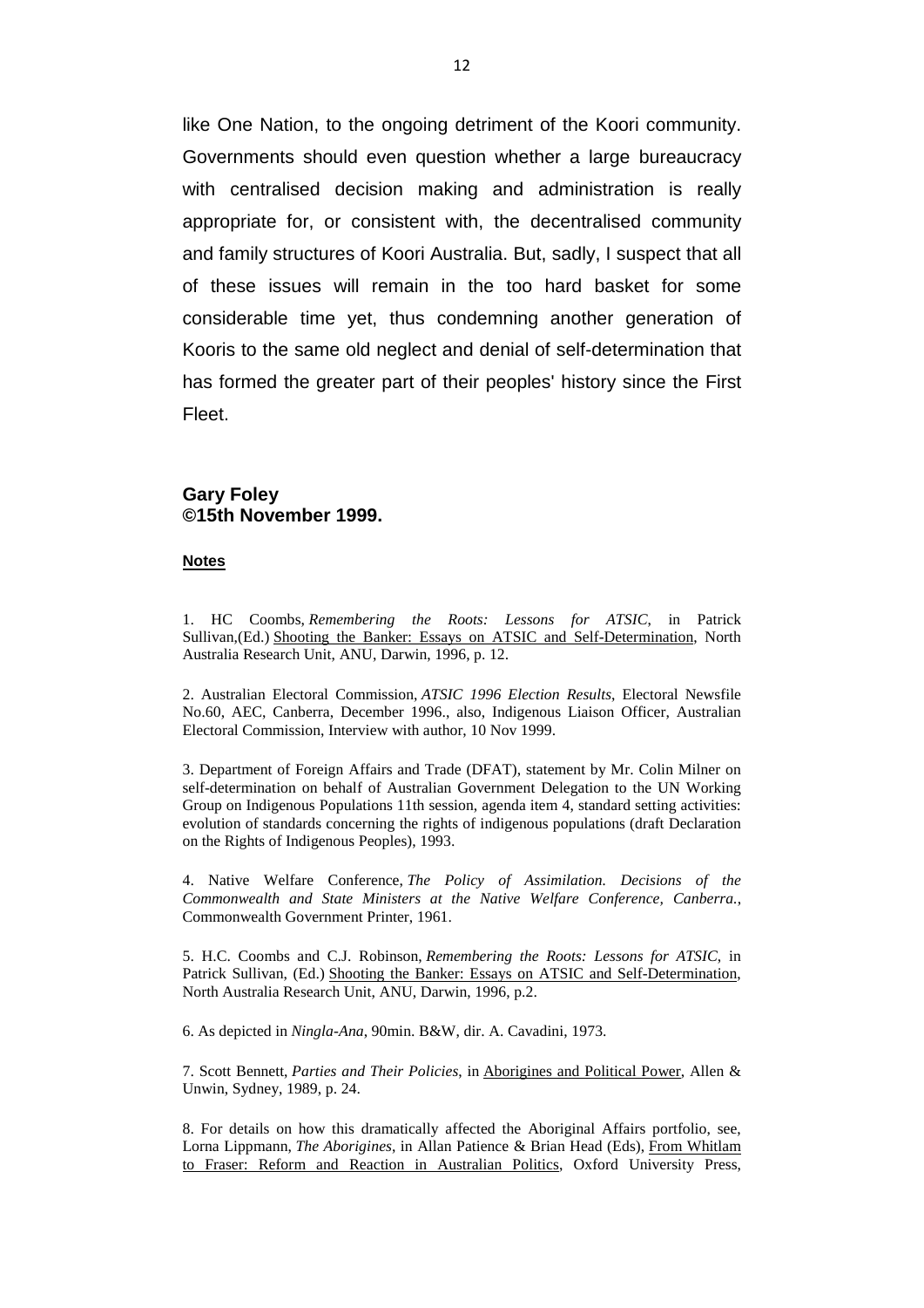like One Nation, to the ongoing detriment of the Koori community. Governments should even question whether a large bureaucracy with centralised decision making and administration is really appropriate for, or consistent with, the decentralised community and family structures of Koori Australia. But, sadly, I suspect that all of these issues will remain in the too hard basket for some considerable time yet, thus condemning another generation of Kooris to the same old neglect and denial of self-determination that has formed the greater part of their peoples' history since the First Fleet.

**Gary Foley**
**©15th November 1999.**

**Notes**

1. HC Coombs, *Remembering the Roots: Lessons for ATSIC*, in Patrick Sullivan,(Ed.) Shooting the Banker: Essays on ATSIC and Self-Determination, North Australia Research Unit, ANU, Darwin, 1996, p. 12.

2. Australian Electoral Commission, *ATSIC 1996 Election Results*, Electoral Newsfile No.60, AEC, Canberra, December 1996., also, Indigenous Liaison Officer, Australian Electoral Commission, Interview with author, 10 Nov 1999.

3. Department of Foreign Affairs and Trade (DFAT), statement by Mr. Colin Milner on self-determination on behalf of Australian Government Delegation to the UN Working Group on Indigenous Populations 11th session, agenda item 4, standard setting activities: evolution of standards concerning the rights of indigenous populations (draft Declaration on the Rights of Indigenous Peoples), 1993.

4. Native Welfare Conference, *The Policy of Assimilation. Decisions of the Commonwealth and State Ministers at the Native Welfare Conference, Canberra.*, Commonwealth Government Printer, 1961.

5. H.C. Coombs and C.J. Robinson, *Remembering the Roots: Lessons for ATSIC*, in Patrick Sullivan, (Ed.) Shooting the Banker: Essays on ATSIC and Self-Determination, North Australia Research Unit, ANU, Darwin, 1996, p.2.

6. As depicted in *Ningla-Ana*, 90min. B&W, dir. A. Cavadini, 1973.

7. Scott Bennett, *Parties and Their Policies*, in Aborigines and Political Power, Allen & Unwin, Sydney, 1989, p. 24.

8. For details on how this dramatically affected the Aboriginal Affairs portfolio, see, Lorna Lippmann, *The Aborigines*, in Allan Patience & Brian Head (Eds), From Whitlam to Fraser: Reform and Reaction in Australian Politics, Oxford University Press,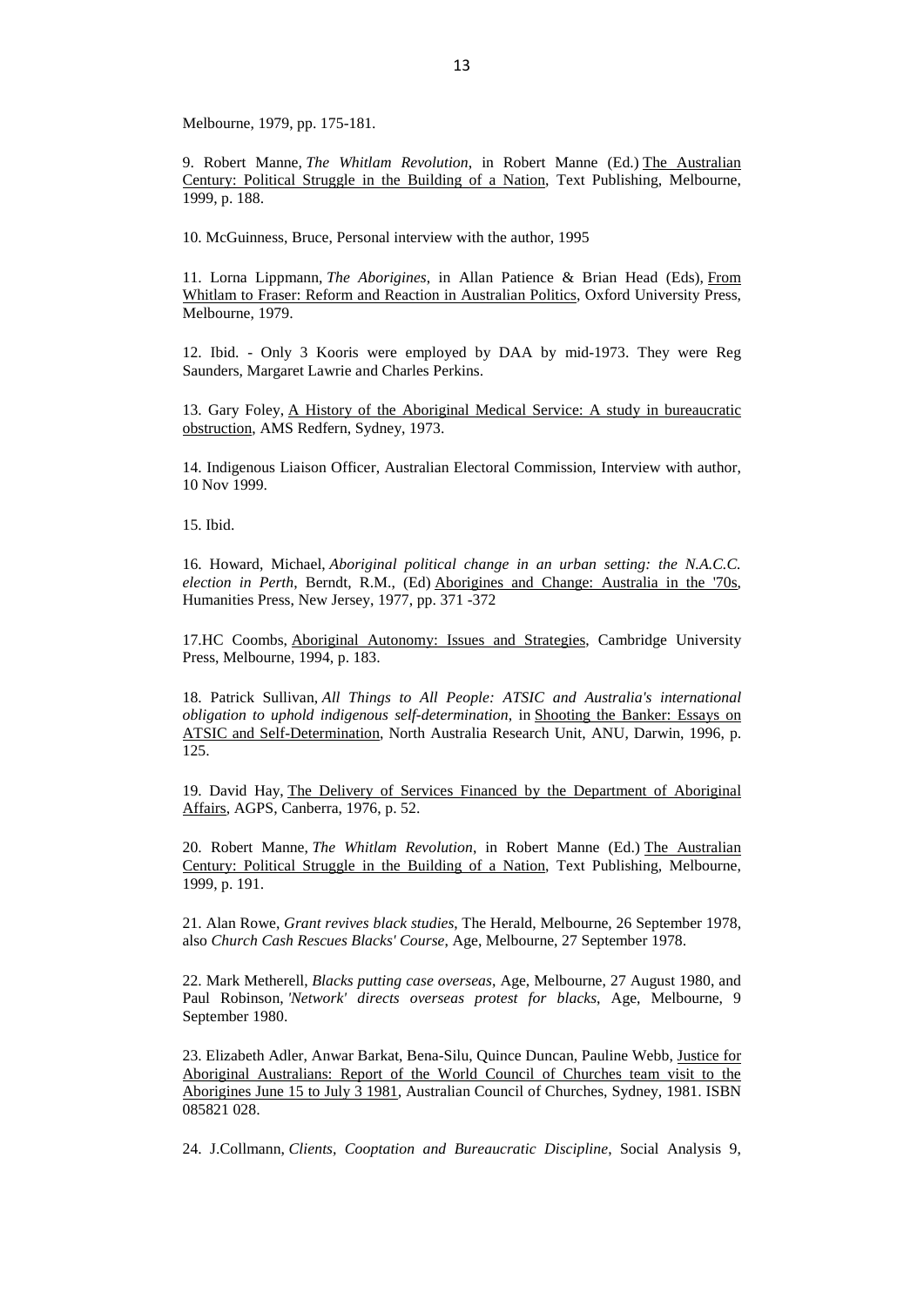Melbourne, 1979, pp. 175-181.

9. Robert Manne, *The Whitlam Revolution*, in Robert Manne (Ed.) The Australian Century: Political Struggle in the Building of a Nation, Text Publishing, Melbourne, 1999, p. 188.

10. McGuinness, Bruce, Personal interview with the author, 1995

11. Lorna Lippmann, *The Aborigines*, in Allan Patience & Brian Head (Eds), From Whitlam to Fraser: Reform and Reaction in Australian Politics, Oxford University Press, Melbourne, 1979.

12. Ibid. - Only 3 Kooris were employed by DAA by mid-1973. They were Reg Saunders, Margaret Lawrie and Charles Perkins.

13. Gary Foley, A History of the Aboriginal Medical Service: A study in bureaucratic obstruction, AMS Redfern, Sydney, 1973.

14. Indigenous Liaison Officer, Australian Electoral Commission, Interview with author, 10 Nov 1999.

15. Ibid.

16. Howard, Michael, *Aboriginal political change in an urban setting: the N.A.C.C. election in Perth*, Berndt, R.M., (Ed) Aborigines and Change: Australia in the '70s, Humanities Press, New Jersey, 1977, pp. 371 -372

17.HC Coombs, Aboriginal Autonomy: Issues and Strategies, Cambridge University Press, Melbourne, 1994, p. 183.

18. Patrick Sullivan, *All Things to All People: ATSIC and Australia's international obligation to uphold indigenous self-determination*, in Shooting the Banker: Essays on ATSIC and Self-Determination, North Australia Research Unit, ANU, Darwin, 1996, p. 125.

19. David Hay, The Delivery of Services Financed by the Department of Aboriginal Affairs, AGPS, Canberra, 1976, p. 52.

20. Robert Manne, *The Whitlam Revolution*, in Robert Manne (Ed.) The Australian Century: Political Struggle in the Building of a Nation, Text Publishing, Melbourne, 1999, p. 191.

21. Alan Rowe, *Grant revives black studies*, The Herald, Melbourne, 26 September 1978, also *Church Cash Rescues Blacks' Course*, Age, Melbourne, 27 September 1978.

22. Mark Metherell, *Blacks putting case overseas*, Age, Melbourne, 27 August 1980, and Paul Robinson, *'Network' directs overseas protest for blacks*, Age, Melbourne, 9 September 1980.

23. Elizabeth Adler, Anwar Barkat, Bena-Silu, Quince Duncan, Pauline Webb, Justice for Aboriginal Australians: Report of the World Council of Churches team visit to the Aborigines June 15 to July 3 1981, Australian Council of Churches, Sydney, 1981. ISBN 085821 028.

24. J.Collmann, *Clients, Cooptation and Bureaucratic Discipline*, Social Analysis 9,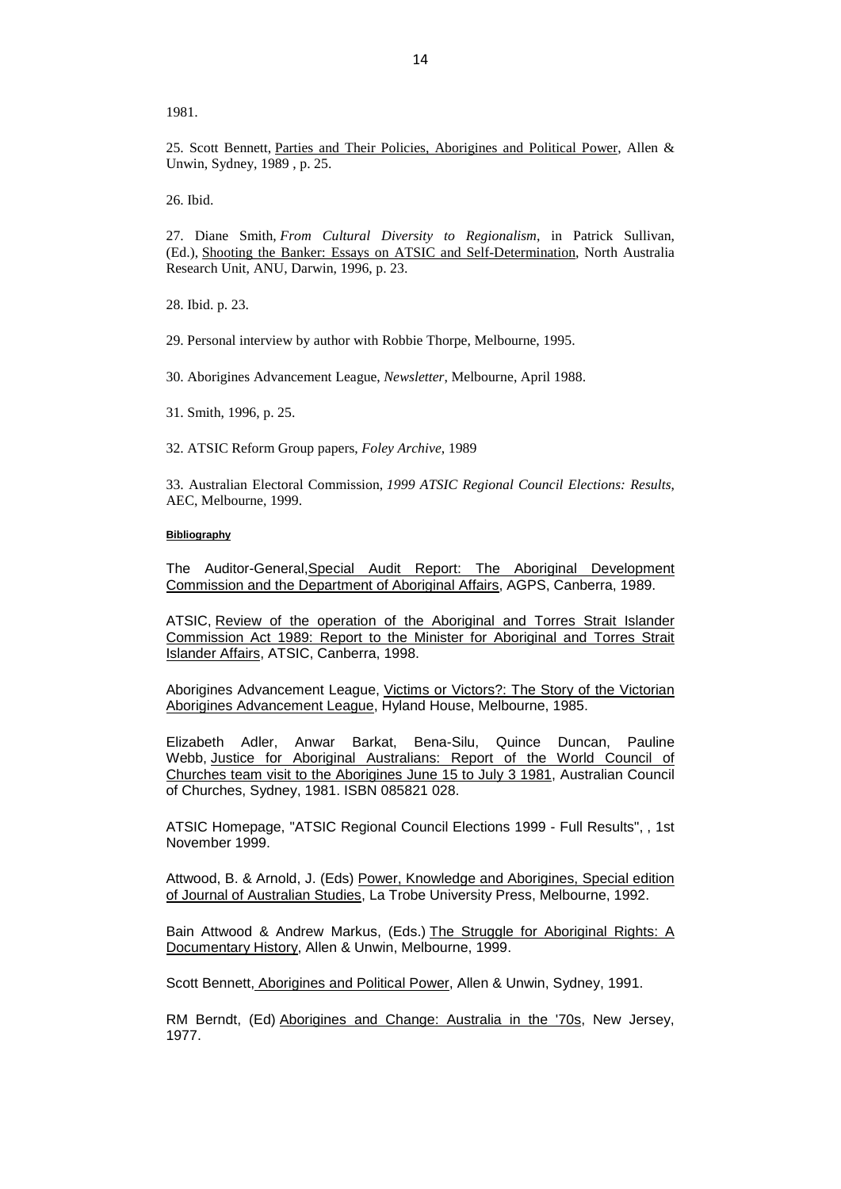1981.

25. Scott Bennett, Parties and Their Policies, Aborigines and Political Power, Allen & Unwin, Sydney, 1989 , p. 25.

26. Ibid.

27. Diane Smith, *From Cultural Diversity to Regionalism*, in Patrick Sullivan, (Ed.), Shooting the Banker: Essays on ATSIC and Self-Determination, North Australia Research Unit, ANU, Darwin, 1996, p. 23.

28. Ibid. p. 23.

29. Personal interview by author with Robbie Thorpe, Melbourne, 1995.

30. Aborigines Advancement League, *Newsletter*, Melbourne, April 1988.

31. Smith, 1996, p. 25.

32. ATSIC Reform Group papers, *Foley Archive*, 1989

33. Australian Electoral Commission, *1999 ATSIC Regional Council Elections: Results*, AEC, Melbourne, 1999.

**Bibliography**

The Auditor-General, Special Audit Report: The Aboriginal Development Commission and the Department of Aboriginal Affairs, AGPS, Canberra, 1989.

ATSIC, Review of the operation of the Aboriginal and Torres Strait Islander Commission Act 1989: Report to the Minister for Aboriginal and Torres Strait Islander Affairs, ATSIC, Canberra, 1998.

Aborigines Advancement League, Victims or Victors?: The Story of the Victorian Aborigines Advancement League, Hyland House, Melbourne, 1985.

Elizabeth Adler, Anwar Barkat, Bena-Silu, Quince Duncan, Pauline Webb, Justice for Aboriginal Australians: Report of the World Council of Churches team visit to the Aborigines June 15 to July 3 1981, Australian Council of Churches, Sydney, 1981. ISBN 085821 028.

ATSIC Homepage, "ATSIC Regional Council Elections 1999 - Full Results", , 1st November 1999.

Attwood, B. & Arnold, J. (Eds) Power, Knowledge and Aborigines, Special edition of Journal of Australian Studies, La Trobe University Press, Melbourne, 1992.

Bain Attwood & Andrew Markus, (Eds.) The Struggle for Aboriginal Rights: A Documentary History, Allen & Unwin, Melbourne, 1999.

Scott Bennett, Aborigines and Political Power, Allen & Unwin, Sydney, 1991.

RM Berndt, (Ed) Aborigines and Change: Australia in the '70s, New Jersey, 1977.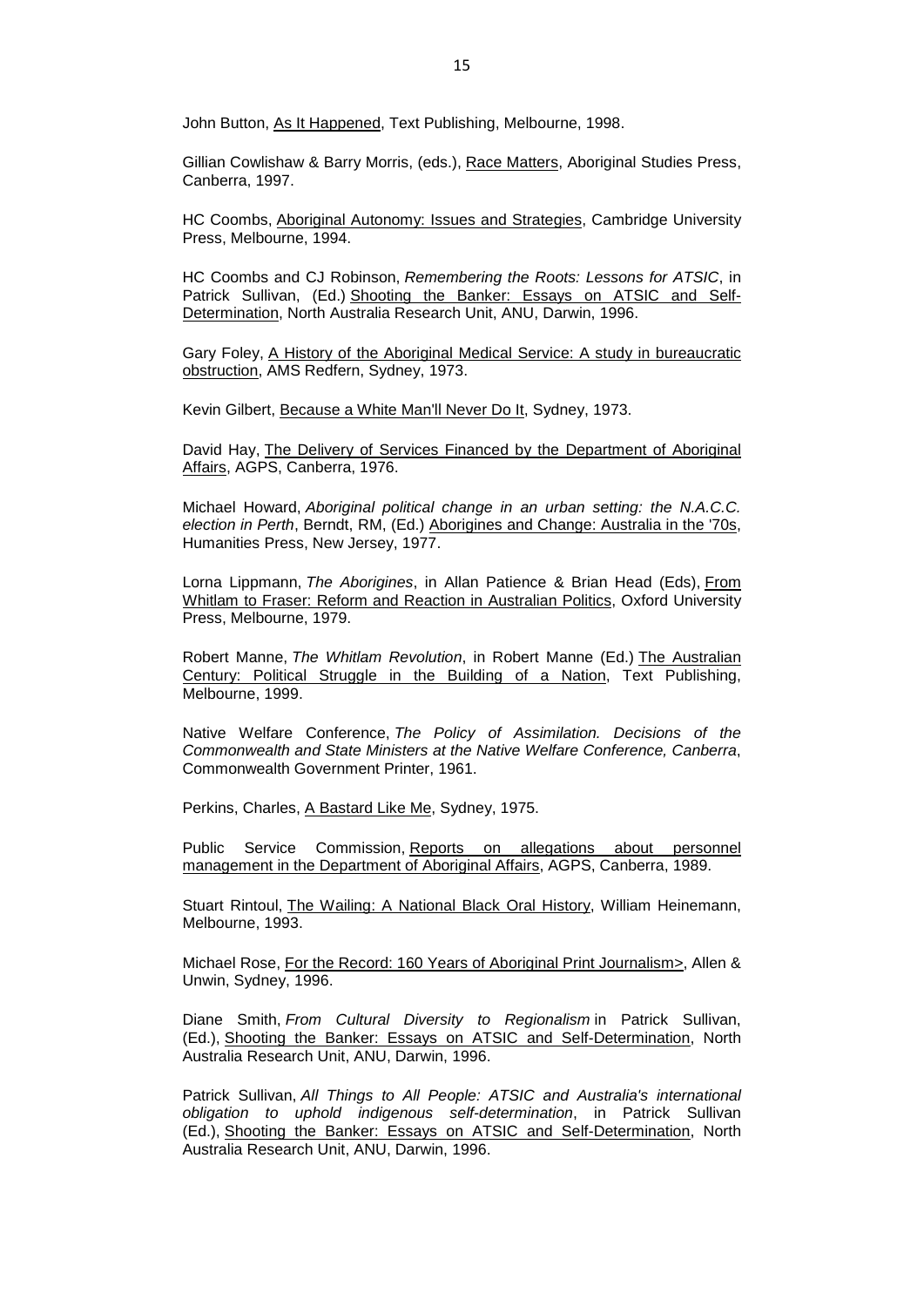John Button, <u>As It Happened</u>, Text Publishing, Melbourne, 1998.

Gillian Cowlishaw & Barry Morris, (eds.), <u>Race Matters</u>, Aboriginal Studies Press, Canberra, 1997.

HC Coombs, <u>Aboriginal Autonomy: Issues and Strategies</u>, Cambridge University Press, Melbourne, 1994.

HC Coombs and CJ Robinson, *Remembering the Roots: Lessons for ATSIC*, in Patrick Sullivan, (Ed.) <u>Shooting the Banker: Essays on ATSIC and Self-Determination</u>, North Australia Research Unit, ANU, Darwin, 1996.

Gary Foley, <u>A History of the Aboriginal Medical Service: A study in bureaucratic obstruction</u>, AMS Redfern, Sydney, 1973.

Kevin Gilbert, <u>Because a White Man'll Never Do It</u>, Sydney, 1973.

David Hay, <u>The Delivery of Services Financed by the Department of Aboriginal Affairs</u>, AGPS, Canberra, 1976.

Michael Howard, *Aboriginal political change in an urban setting: the N.A.C.C. election in Perth*, Berndt, RM, (Ed.) <u>Aborigines and Change: Australia in the '70s</u>, Humanities Press, New Jersey, 1977.

Lorna Lippmann, *The Aborigines*, in Allan Patience & Brian Head (Eds), <u>From Whitlam to Fraser: Reform and Reaction in Australian Politics</u>, Oxford University Press, Melbourne, 1979.

Robert Manne, *The Whitlam Revolution*, in Robert Manne (Ed.) <u>The Australian Century: Political Struggle in the Building of a Nation</u>, Text Publishing, Melbourne, 1999.

Native Welfare Conference, *The Policy of Assimilation. Decisions of the Commonwealth and State Ministers at the Native Welfare Conference, Canberra*, Commonwealth Government Printer, 1961.

Perkins, Charles, <u>A Bastard Like Me</u>, Sydney, 1975.

Public Service Commission, <u>Reports on allegations about personnel management in the Department of Aboriginal Affairs</u>, AGPS, Canberra, 1989.

Stuart Rintoul, <u>The Wailing: A National Black Oral History</u>, William Heinemann, Melbourne, 1993.

Michael Rose, <u>For the Record: 160 Years of Aboriginal Print Journalism></u>, Allen & Unwin, Sydney, 1996.

Diane Smith, *From Cultural Diversity to Regionalism* in Patrick Sullivan, (Ed.), <u>Shooting the Banker: Essays on ATSIC and Self-Determination</u>, North Australia Research Unit, ANU, Darwin, 1996.

Patrick Sullivan, *All Things to All People: ATSIC and Australia's international obligation to uphold indigenous self-determination*, in Patrick Sullivan (Ed.), <u>Shooting the Banker: Essays on ATSIC and Self-Determination</u>, North Australia Research Unit, ANU, Darwin, 1996.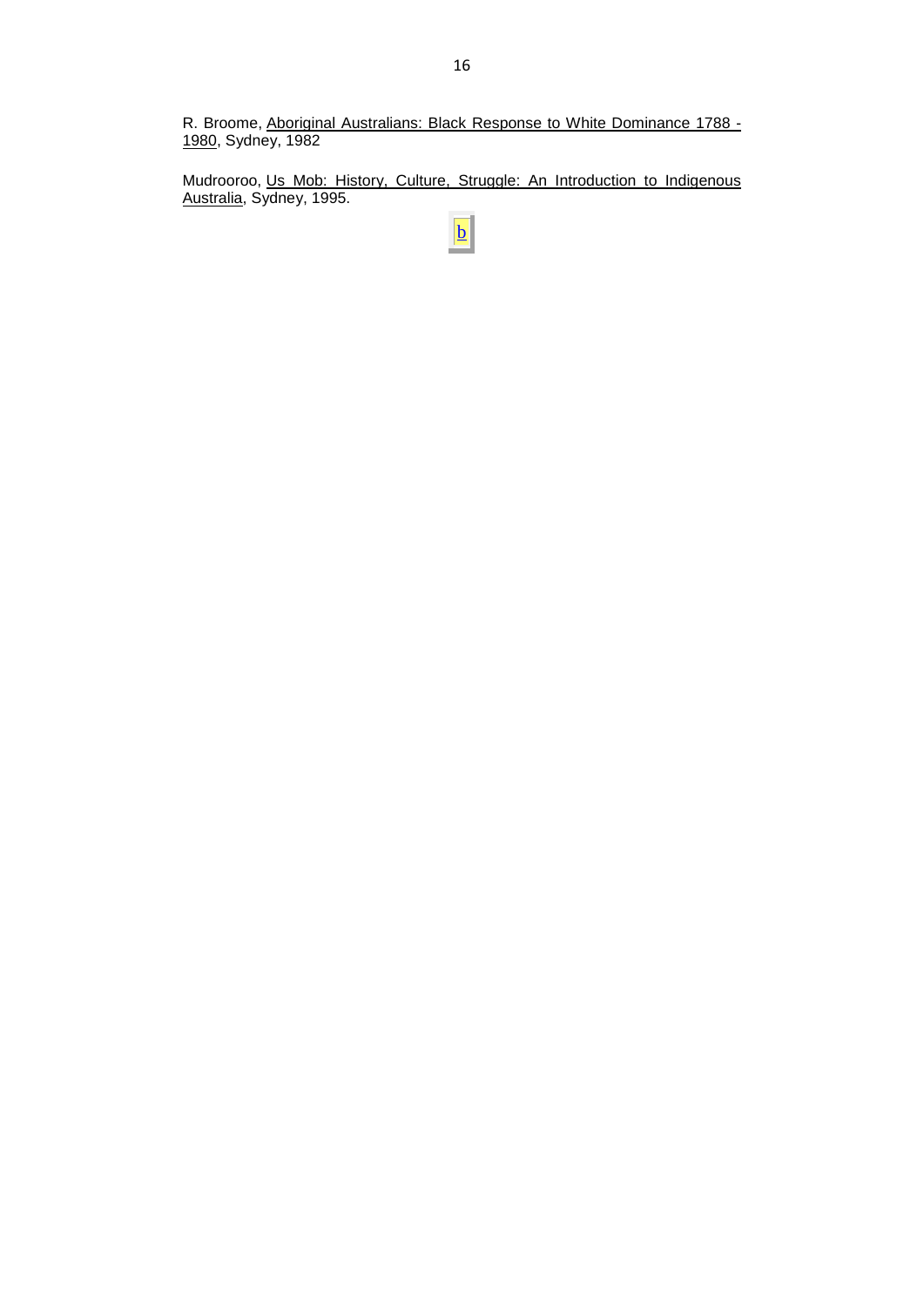R. Broome, Aboriginal Australians: Black Response to White Dominance 1788 - 1980, Sydney, 1982

Mudrooroo, Us Mob: History, Culture, Struggle: An Introduction to Indigenous Australia, Sydney, 1995.

b